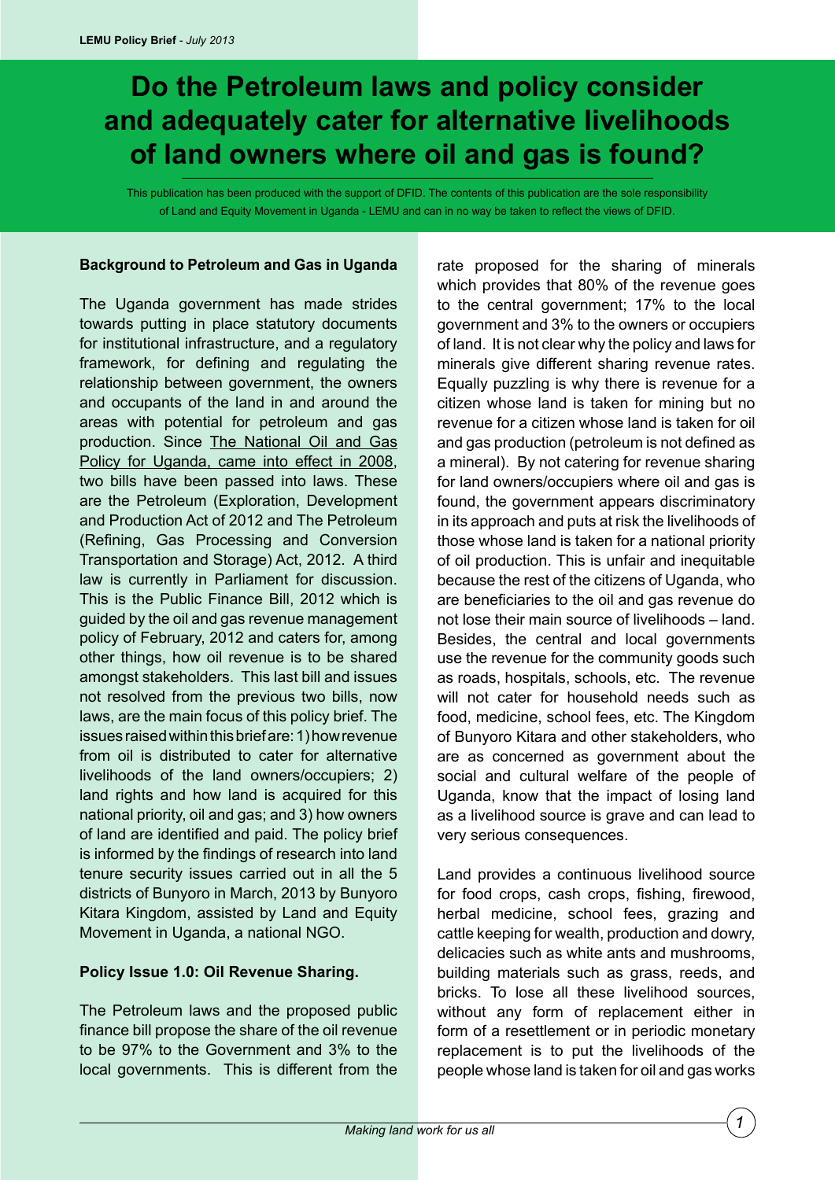# Do the Petroleum laws and policy consider and adequately cater for alternative livelihoods of land owners where oil and gas is found?

This publication has been produced with the support of DFID. The contents of this publication are the sole responsibility of Land and Equity Movement in Uganda - LEMU and can in no way be taken to reflect the views of DFID.

**Background to Petroleum and Gas in Uganda**

The Uganda government has made strides towards putting in place statutory documents for institutional infrastructure, and a regulatory framework, for defining and regulating the relationship between government, the owners and occupants of the land in and around the areas with potential for petroleum and gas production. Since The National Oil and Gas Policy for Uganda, came into effect in 2008, two bills have been passed into laws. These are the Petroleum (Exploration, Development and Production Act of 2012 and The Petroleum (Refining, Gas Processing and Conversion Transportation and Storage) Act, 2012. A third law is currently in Parliament for discussion. This is the Public Finance Bill, 2012 which is guided by the oil and gas revenue management policy of February, 2012 and caters for, among other things, how oil revenue is to be shared amongst stakeholders. This last bill and issues not resolved from the previous two bills, now laws, are the main focus of this policy brief. The issues raised within this brief are: 1) how revenue from oil is distributed to cater for alternative livelihoods of the land owners/occupiers; 2) land rights and how land is acquired for this national priority, oil and gas; and 3) how owners of land are identified and paid. The policy brief is informed by the findings of research into land tenure security issues carried out in all the 5 districts of Bunyoro in March, 2013 by Bunyoro Kitara Kingdom, assisted by Land and Equity Movement in Uganda, a national NGO.

**Policy Issue 1.0: Oil Revenue Sharing.**

The Petroleum laws and the proposed public finance bill propose the share of the oil revenue to be 97% to the Government and 3% to the local governments. This is different from the rate proposed for the sharing of minerals which provides that 80% of the revenue goes to the central government; 17% to the local government and 3% to the owners or occupiers of land. It is not clear why the policy and laws for minerals give different sharing revenue rates. Equally puzzling is why there is revenue for a citizen whose land is taken for mining but no revenue for a citizen whose land is taken for oil and gas production (petroleum is not defined as a mineral). By not catering for revenue sharing for land owners/occupiers where oil and gas is found, the government appears discriminatory in its approach and puts at risk the livelihoods of those whose land is taken for a national priority of oil production. This is unfair and inequitable because the rest of the citizens of Uganda, who are beneficiaries to the oil and gas revenue do not lose their main source of livelihoods – land. Besides, the central and local governments use the revenue for the community goods such as roads, hospitals, schools, etc. The revenue will not cater for household needs such as food, medicine, school fees, etc. The Kingdom of Bunyoro Kitara and other stakeholders, who are as concerned as government about the social and cultural welfare of the people of Uganda, know that the impact of losing land as a livelihood source is grave and can lead to very serious consequences.

Land provides a continuous livelihood source for food crops, cash crops, fishing, firewood, herbal medicine, school fees, grazing and cattle keeping for wealth, production and dowry, delicacies such as white ants and mushrooms, building materials such as grass, reeds, and bricks. To lose all these livelihood sources, without any form of replacement either in form of a resettlement or in periodic monetary replacement is to put the livelihoods of the people whose land is taken for oil and gas works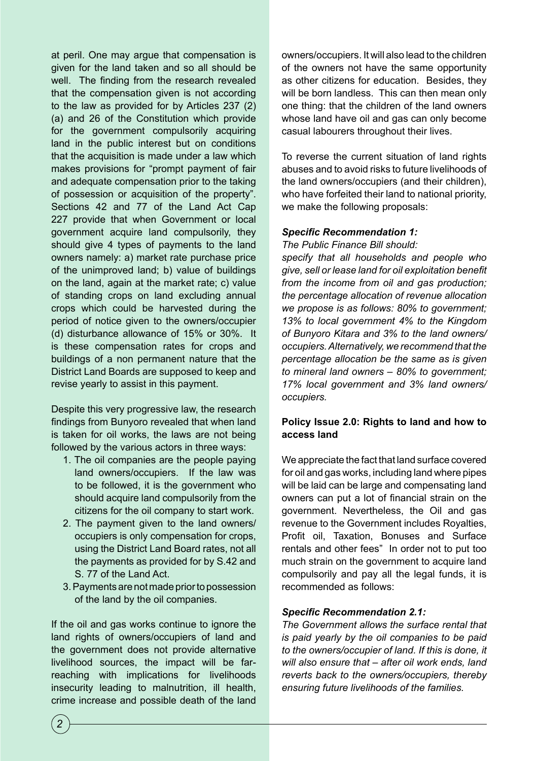at peril. One may argue that compensation is given for the land taken and so all should be well. The finding from the research revealed that the compensation given is not according to the law as provided for by Articles 237 (2) (a) and 26 of the Constitution which provide for the government compulsorily acquiring land in the public interest but on conditions that the acquisition is made under a law which makes provisions for "prompt payment of fair and adequate compensation prior to the taking of possession or acquisition of the property". Sections 42 and 77 of the Land Act Cap 227 provide that when Government or local government acquire land compulsorily, they should give 4 types of payments to the land owners namely: a) market rate purchase price of the unimproved land; b) value of buildings on the land, again at the market rate; c) value of standing crops on land excluding annual crops which could be harvested during the period of notice given to the owners/occupier (d) disturbance allowance of 15% or 30%. It is these compensation rates for crops and buildings of a non permanent nature that the District Land Boards are supposed to keep and revise yearly to assist in this payment.

Despite this very progressive law, the research findings from Bunyoro revealed that when land is taken for oil works, the laws are not being followed by the various actors in three ways:

1. The oil companies are the people paying land owners/occupiers. If the law was to be followed, it is the government who should acquire land compulsorily from the citizens for the oil company to start work.
2. The payment given to the land owners/ occupiers is only compensation for crops, using the District Land Board rates, not all the payments as provided for by S.42 and S. 77 of the Land Act.
3. Payments are not made prior to possession of the land by the oil companies.

If the oil and gas works continue to ignore the land rights of owners/occupiers of land and the government does not provide alternative livelihood sources, the impact will be far-reaching with implications for livelihoods insecurity leading to malnutrition, ill health, crime increase and possible death of the land owners/occupiers. It will also lead to the children of the owners not have the same opportunity as other citizens for education. Besides, they will be born landless. This can then mean only one thing: that the children of the land owners whose land have oil and gas can only become casual labourers throughout their lives.

To reverse the current situation of land rights abuses and to avoid risks to future livelihoods of the land owners/occupiers (and their children), who have forfeited their land to national priority, we make the following proposals:

***Specific Recommendation 1:***

*The Public Finance Bill should:*

*specify that all households and people who give, sell or lease land for oil exploitation benefit from the income from oil and gas production; the percentage allocation of revenue allocation we propose is as follows: 80% to government; 13% to local government 4% to the Kingdom of Bunyoro Kitara and 3% to the land owners/ occupiers. Alternatively, we recommend that the percentage allocation be the same as is given to mineral land owners – 80% to government; 17% local government and 3% land owners/ occupiers.*

**Policy Issue 2.0: Rights to land and how to access land**

We appreciate the fact that land surface covered for oil and gas works, including land where pipes will be laid can be large and compensating land owners can put a lot of financial strain on the government. Nevertheless, the Oil and gas revenue to the Government includes Royalties, Profit oil, Taxation, Bonuses and Surface rentals and other fees" In order not to put too much strain on the government to acquire land compulsorily and pay all the legal funds, it is recommended as follows:

***Specific Recommendation 2.1:***

*The Government allows the surface rental that is paid yearly by the oil companies to be paid to the owners/occupier of land. If this is done, it will also ensure that – after oil work ends, land reverts back to the owners/occupiers, thereby ensuring future livelihoods of the families.*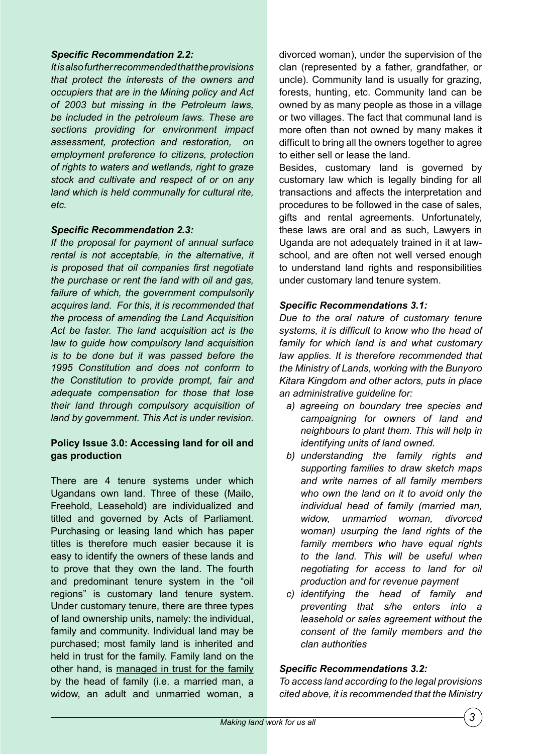***Specific Recommendation 2.2:***

*It is also further recommended that the provisions that protect the interests of the owners and occupiers that are in the Mining policy and Act of 2003 but missing in the Petroleum laws, be included in the petroleum laws. These are sections providing for environment impact assessment, protection and restoration, on employment preference to citizens, protection of rights to waters and wetlands, right to graze stock and cultivate and respect of or on any land which is held communally for cultural rite, etc.*

***Specific Recommendation 2.3:***

*If the proposal for payment of annual surface rental is not acceptable, in the alternative, it is proposed that oil companies first negotiate the purchase or rent the land with oil and gas, failure of which, the government compulsorily acquires land. For this, it is recommended that the process of amending the Land Acquisition Act be faster. The land acquisition act is the law to guide how compulsory land acquisition is to be done but it was passed before the 1995 Constitution and does not conform to the Constitution to provide prompt, fair and adequate compensation for those that lose their land through compulsory acquisition of land by government. This Act is under revision.*

**Policy Issue 3.0: Accessing land for oil and gas production**

There are 4 tenure systems under which Ugandans own land. Three of these (Mailo, Freehold, Leasehold) are individualized and titled and governed by Acts of Parliament. Purchasing or leasing land which has paper titles is therefore much easier because it is easy to identify the owners of these lands and to prove that they own the land. The fourth and predominant tenure system in the "oil regions" is customary land tenure system. Under customary tenure, there are three types of land ownership units, namely: the individual, family and community. Individual land may be purchased; most family land is inherited and held in trust for the family. Family land on the other hand, is managed in trust for the family by the head of family (i.e. a married man, a widow, an adult and unmarried woman, a divorced woman), under the supervision of the clan (represented by a father, grandfather, or uncle). Community land is usually for grazing, forests, hunting, etc. Community land can be owned by as many people as those in a village or two villages. The fact that communal land is more often than not owned by many makes it difficult to bring all the owners together to agree to either sell or lease the land.

Besides, customary land is governed by customary law which is legally binding for all transactions and affects the interpretation and procedures to be followed in the case of sales, gifts and rental agreements. Unfortunately, these laws are oral and as such, Lawyers in Uganda are not adequately trained in it at law-school, and are often not well versed enough to understand land rights and responsibilities under customary land tenure system.

***Specific Recommendations 3.1:***

*Due to the oral nature of customary tenure systems, it is difficult to know who the head of family for which land is and what customary law applies. It is therefore recommended that the Ministry of Lands, working with the Bunyoro Kitara Kingdom and other actors, puts in place an administrative guideline for:*

- *a) agreeing on boundary tree species and campaigning for owners of land and neighbours to plant them. This will help in identifying units of land owned.*
- *b) understanding the family rights and supporting families to draw sketch maps and write names of all family members who own the land on it to avoid only the individual head of family (married man, widow, unmarried woman, divorced woman) usurping the land rights of the family members who have equal rights to the land. This will be useful when negotiating for access to land for oil production and for revenue payment*
- *c) identifying the head of family and preventing that s/he enters into a leasehold or sales agreement without the consent of the family members and the clan authorities*

***Specific Recommendations 3.2:***

*To access land according to the legal provisions cited above, it is recommended that the Ministry*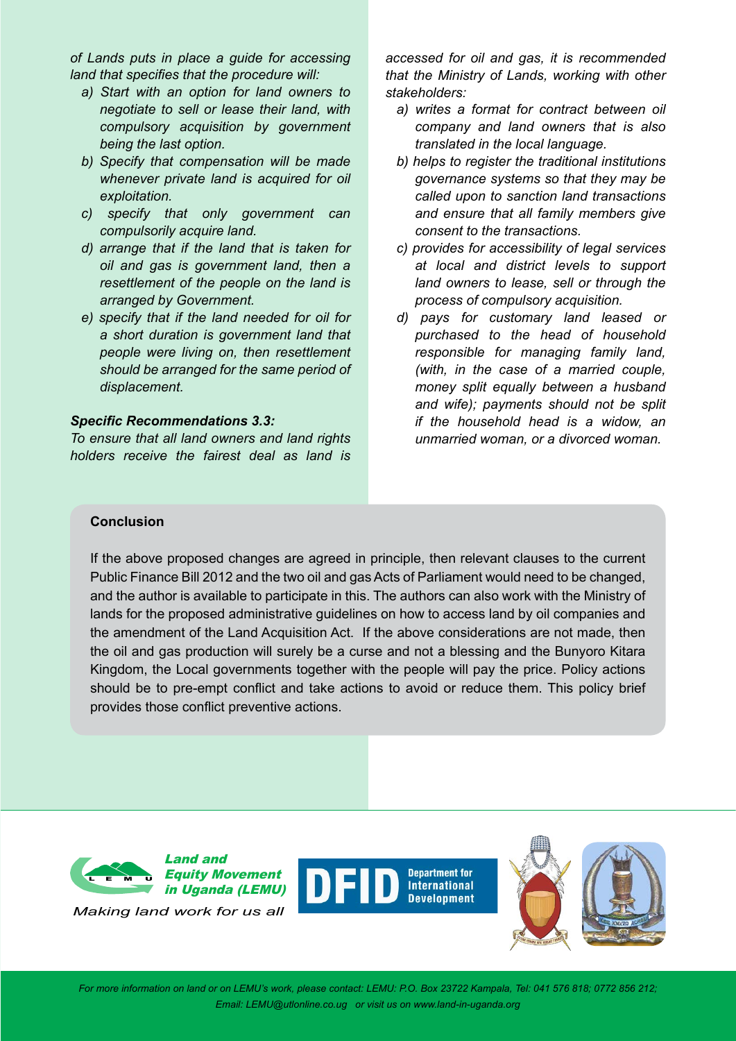*of Lands puts in place a guide for accessing land that specifies that the procedure will:*

*a) Start with an option for land owners to negotiate to sell or lease their land, with compulsory acquisition by government being the last option.*

*b) Specify that compensation will be made whenever private land is acquired for oil exploitation.*

*c) specify that only government can compulsorily acquire land.*

*d) arrange that if the land that is taken for oil and gas is government land, then a resettlement of the people on the land is arranged by Government.*

*e) specify that if the land needed for oil for a short duration is government land that people were living on, then resettlement should be arranged for the same period of displacement.*

***Specific Recommendations 3.3:***

*To ensure that all land owners and land rights holders receive the fairest deal as land is accessed for oil and gas, it is recommended that the Ministry of Lands, working with other stakeholders:*

*a) writes a format for contract between oil company and land owners that is also translated in the local language.*

*b) helps to register the traditional institutions governance systems so that they may be called upon to sanction land transactions and ensure that all family members give consent to the transactions.*

*c) provides for accessibility of legal services at local and district levels to support land owners to lease, sell or through the process of compulsory acquisition.*

*d) pays for customary land leased or purchased to the head of household responsible for managing family land, (with, in the case of a married couple, money split equally between a husband and wife); payments should not be split if the household head is a widow, an unmarried woman, or a divorced woman.*

**Conclusion**

If the above proposed changes are agreed in principle, then relevant clauses to the current Public Finance Bill 2012 and the two oil and gas Acts of Parliament would need to be changed, and the author is available to participate in this. The authors can also work with the Ministry of lands for the proposed administrative guidelines on how to access land by oil companies and the amendment of the Land Acquisition Act. If the above considerations are not made, then the oil and gas production will surely be a curse and not a blessing and the Bunyoro Kitara Kingdom, the Local governments together with the people will pay the price. Policy actions should be to pre-empt conflict and take actions to avoid or reduce them. This policy brief provides those conflict preventive actions.

*Land and Equity Movement in Uganda (LEMU)*

*Making land work for us all*

DFID Department for International Development

*For more information on land or on LEMU's work, please contact: LEMU: P.O. Box 23722 Kampala, Tel: 041 576 818; 0772 856 212; Email: LEMU@utlonline.co.ug or visit us on www.land-in-uganda.org*